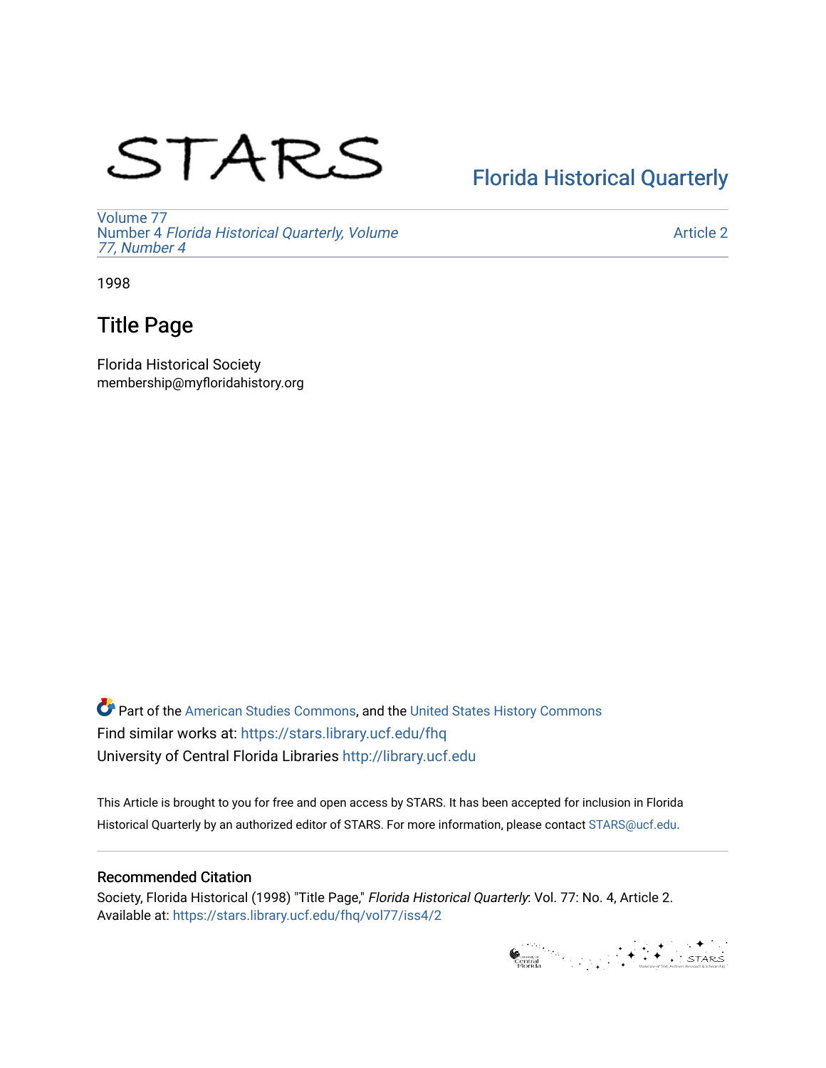# STARS

Florida Historical Quarterly

Volume 77
Number 4 *Florida Historical Quarterly, Volume 77, Number 4*

Article 2

1998

## Title Page

Florida Historical Society
membership@myfloridahistory.org

Part of the American Studies Commons, and the United States History Commons
Find similar works at: https://stars.library.ucf.edu/fhq
University of Central Florida Libraries http://library.ucf.edu

This Article is brought to you for free and open access by STARS. It has been accepted for inclusion in Florida Historical Quarterly by an authorized editor of STARS. For more information, please contact STARS@ucf.edu.

### Recommended Citation

Society, Florida Historical (1998) "Title Page," *Florida Historical Quarterly*: Vol. 77: No. 4, Article 2.
Available at: https://stars.library.ucf.edu/fhq/vol77/iss4/2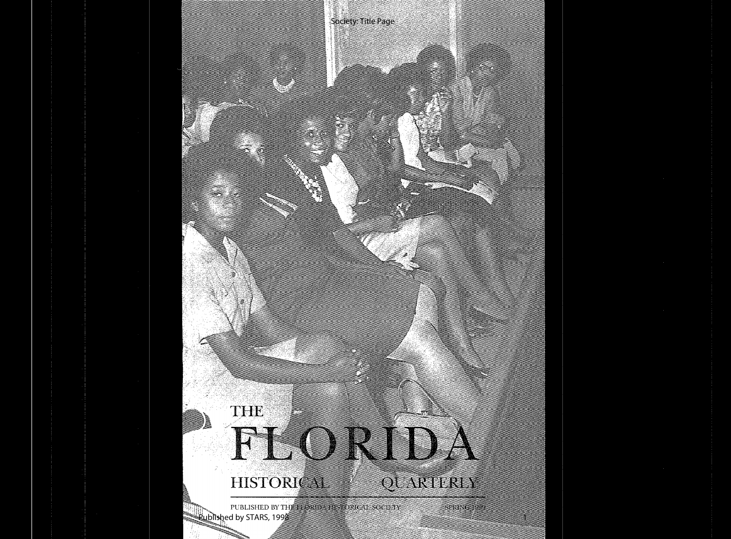# THE FLORIDA HISTORICAL QUARTERLY

PUBLISHED BY THE FLORIDA HISTORICAL SOCIETY

SPRING 1999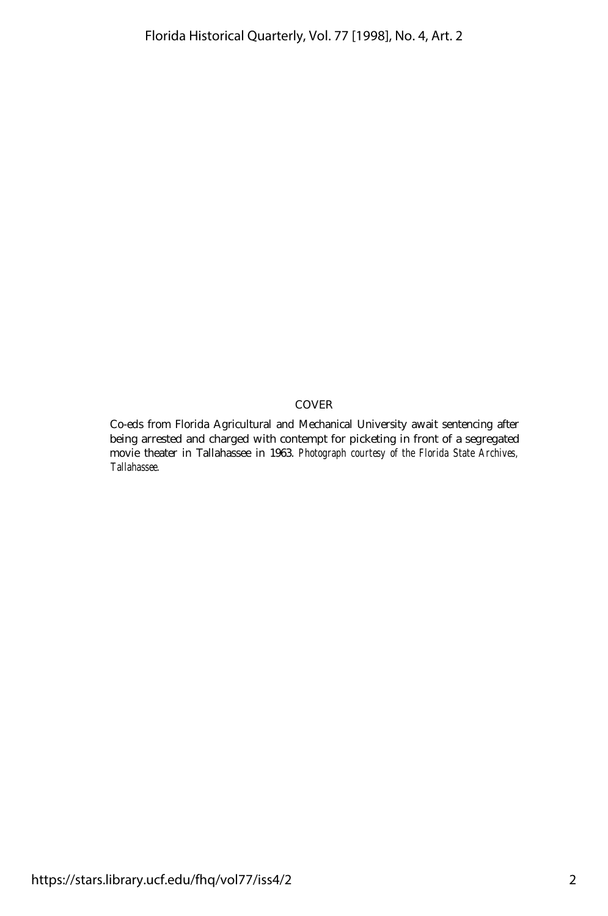COVER

Co-eds from Florida Agricultural and Mechanical University await sentencing after being arrested and charged with contempt for picketing in front of a segregated movie theater in Tallahassee in 1963. *Photograph courtesy of the Florida State Archives, Tallahassee.*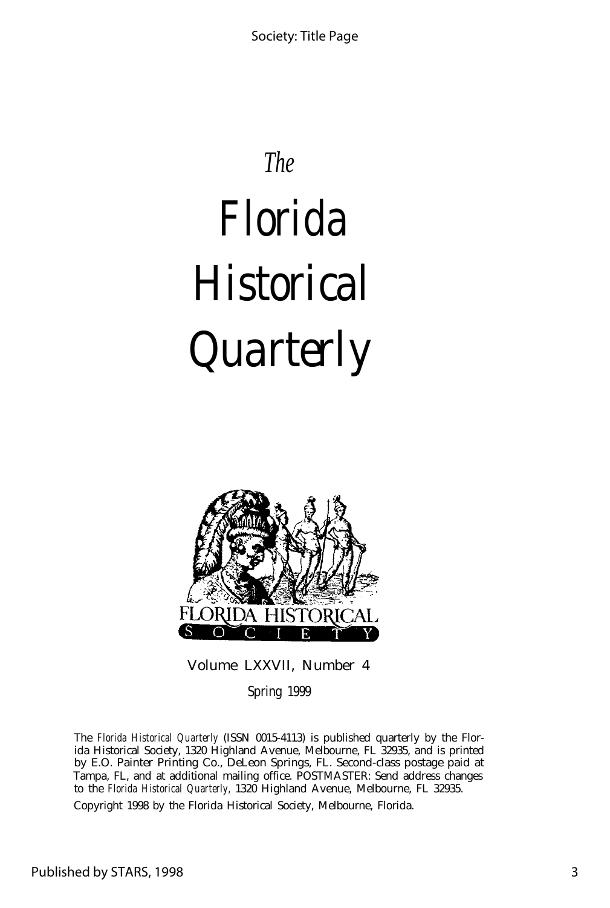*The*

# Florida Historical Quarterly

FLORIDA HISTORICAL SOCIETY

Volume LXXVII, Number 4

*Spring 1999*

The *Florida Historical Quarterly* (ISSN 0015-4113) is published quarterly by the Florida Historical Society, 1320 Highland Avenue, Melbourne, FL 32935, and is printed by E.O. Painter Printing Co., DeLeon Springs, FL. Second-class postage paid at Tampa, FL, and at additional mailing office. POSTMASTER: Send address changes to the *Florida Historical Quarterly,* 1320 Highland Avenue, Melbourne, FL 32935.

Copyright 1998 by the Florida Historical Society, Melbourne, Florida.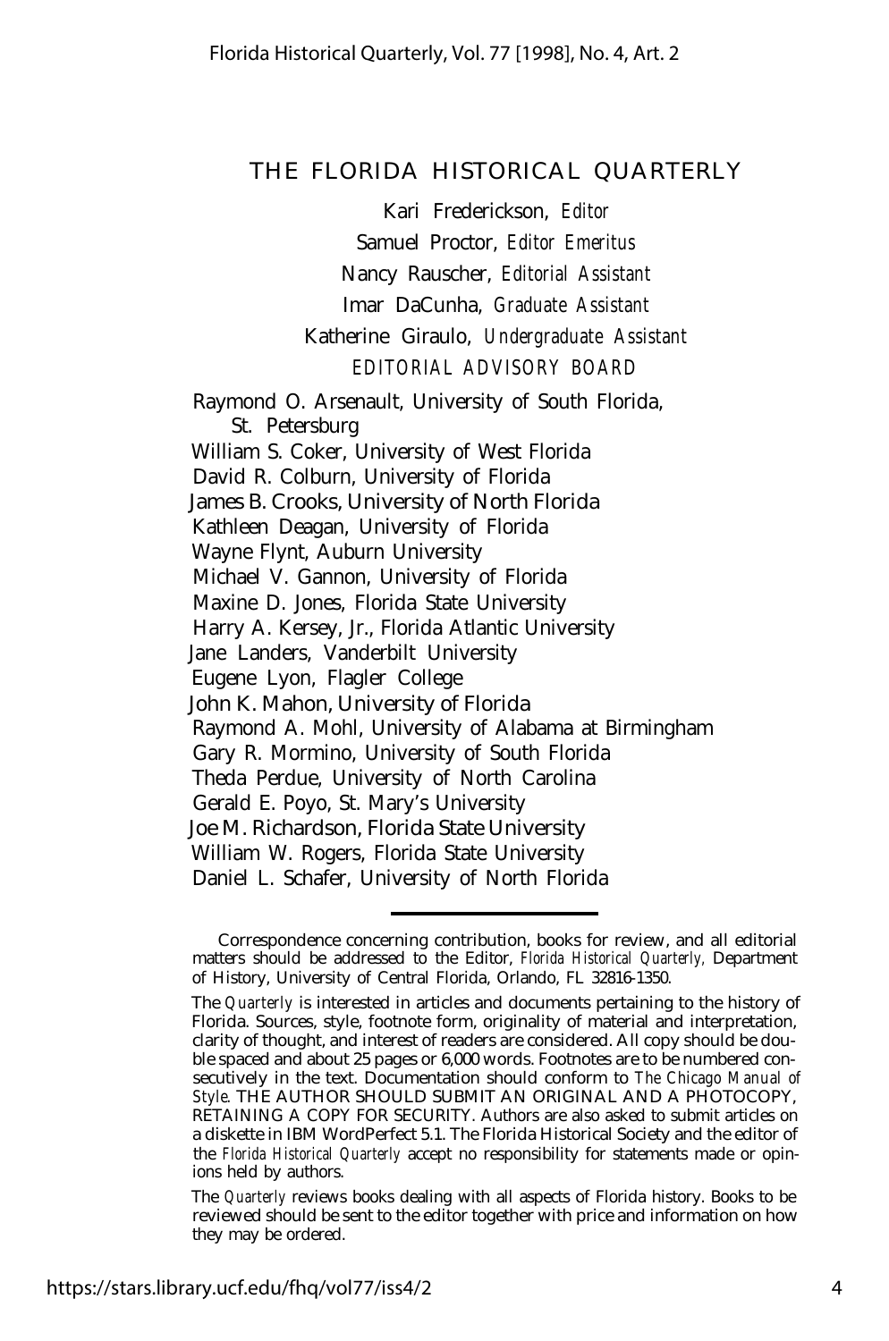# THE FLORIDA HISTORICAL QUARTERLY

Kari Frederickson, *Editor*

Samuel Proctor, *Editor Emeritus*

Nancy Rauscher, *Editorial Assistant*

Imar DaCunha, *Graduate Assistant*

Katherine Giraulo, *Undergraduate Assistant*

*EDITORIAL ADVISORY BOARD*

Raymond O. Arsenault, University of South Florida, St. Petersburg
William S. Coker, University of West Florida
David R. Colburn, University of Florida
James B. Crooks, University of North Florida
Kathleen Deagan, University of Florida
Wayne Flynt, Auburn University
Michael V. Gannon, University of Florida
Maxine D. Jones, Florida State University
Harry A. Kersey, Jr., Florida Atlantic University
Jane Landers, Vanderbilt University
Eugene Lyon, Flagler College
John K. Mahon, University of Florida
Raymond A. Mohl, University of Alabama at Birmingham
Gary R. Mormino, University of South Florida
Theda Perdue, University of North Carolina
Gerald E. Poyo, St. Mary's University
Joe M. Richardson, Florida State University
William W. Rogers, Florida State University
Daniel L. Schafer, University of North Florida

---

Correspondence concerning contribution, books for review, and all editorial matters should be addressed to the Editor, *Florida Historical Quarterly,* Department of History, University of Central Florida, Orlando, FL 32816-1350.

The *Quarterly* is interested in articles and documents pertaining to the history of Florida. Sources, style, footnote form, originality of material and interpretation, clarity of thought, and interest of readers are considered. All copy should be double spaced and about 25 pages or 6,000 words. Footnotes are to be numbered consecutively in the text. Documentation should conform to *The Chicago Manual of Style.* THE AUTHOR SHOULD SUBMIT AN ORIGINAL AND A PHOTOCOPY, RETAINING A COPY FOR SECURITY. Authors are also asked to submit articles on a diskette in IBM WordPerfect 5.1. The Florida Historical Society and the editor of the *Florida Historical Quarterly* accept no responsibility for statements made or opinions held by authors.

The *Quarterly* reviews books dealing with all aspects of Florida history. Books to be reviewed should be sent to the editor together with price and information on how they may be ordered.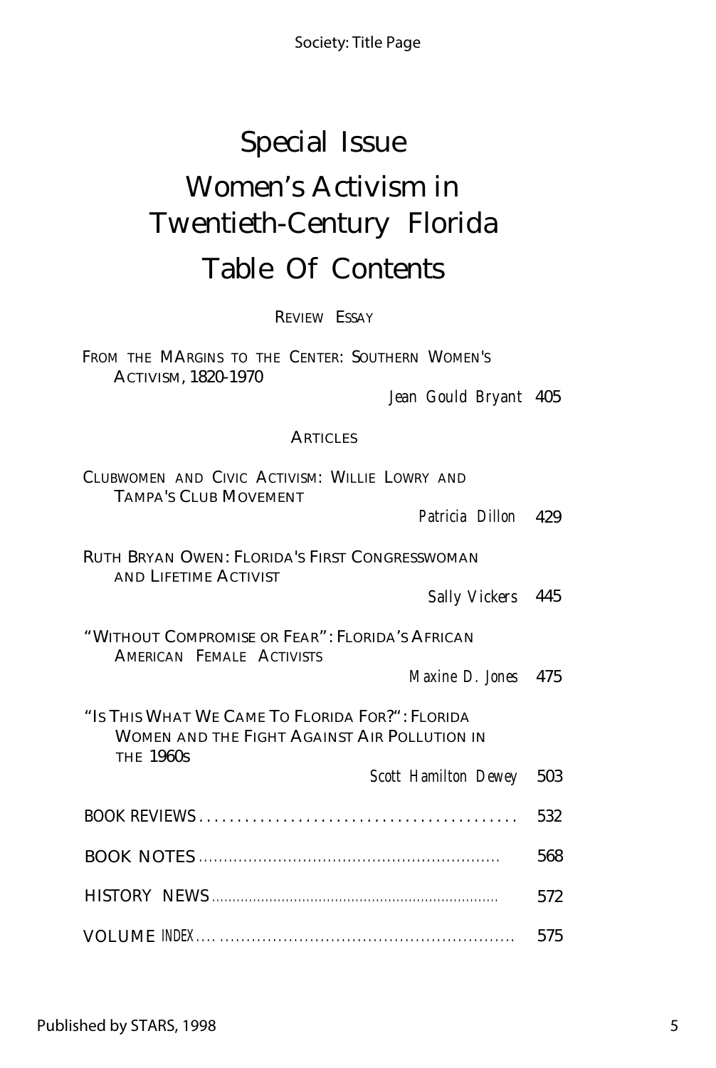# Special Issue

# Women's Activism in Twentieth-Century Florida

# Table Of Contents

## REVIEW ESSAY

FROM THE MARGINS TO THE CENTER: SOUTHERN WOMEN'S ACTIVISM, 1820-1970
*Jean Gould Bryant* 405

## ARTICLES

CLUBWOMEN AND CIVIC ACTIVISM: WILLIE LOWRY AND TAMPA'S CLUB MOVEMENT
*Patricia Dillon* 429

RUTH BRYAN OWEN: FLORIDA'S FIRST CONGRESSWOMAN AND LIFETIME ACTIVIST
*Sally Vickers* 445

"WITHOUT COMPROMISE OR FEAR": FLORIDA'S AFRICAN AMERICAN FEMALE ACTIVISTS
*Maxine D. Jones* 475

"IS THIS WHAT WE CAME TO FLORIDA FOR?": FLORIDA WOMEN AND THE FIGHT AGAINST AIR POLLUTION IN THE 1960s
*Scott Hamilton Dewey* 503

BOOK REVIEWS .......................................... 532

BOOK NOTES .......................................... 568

HISTORY NEWS .......................................... 572

VOLUME INDEX .......................................... 575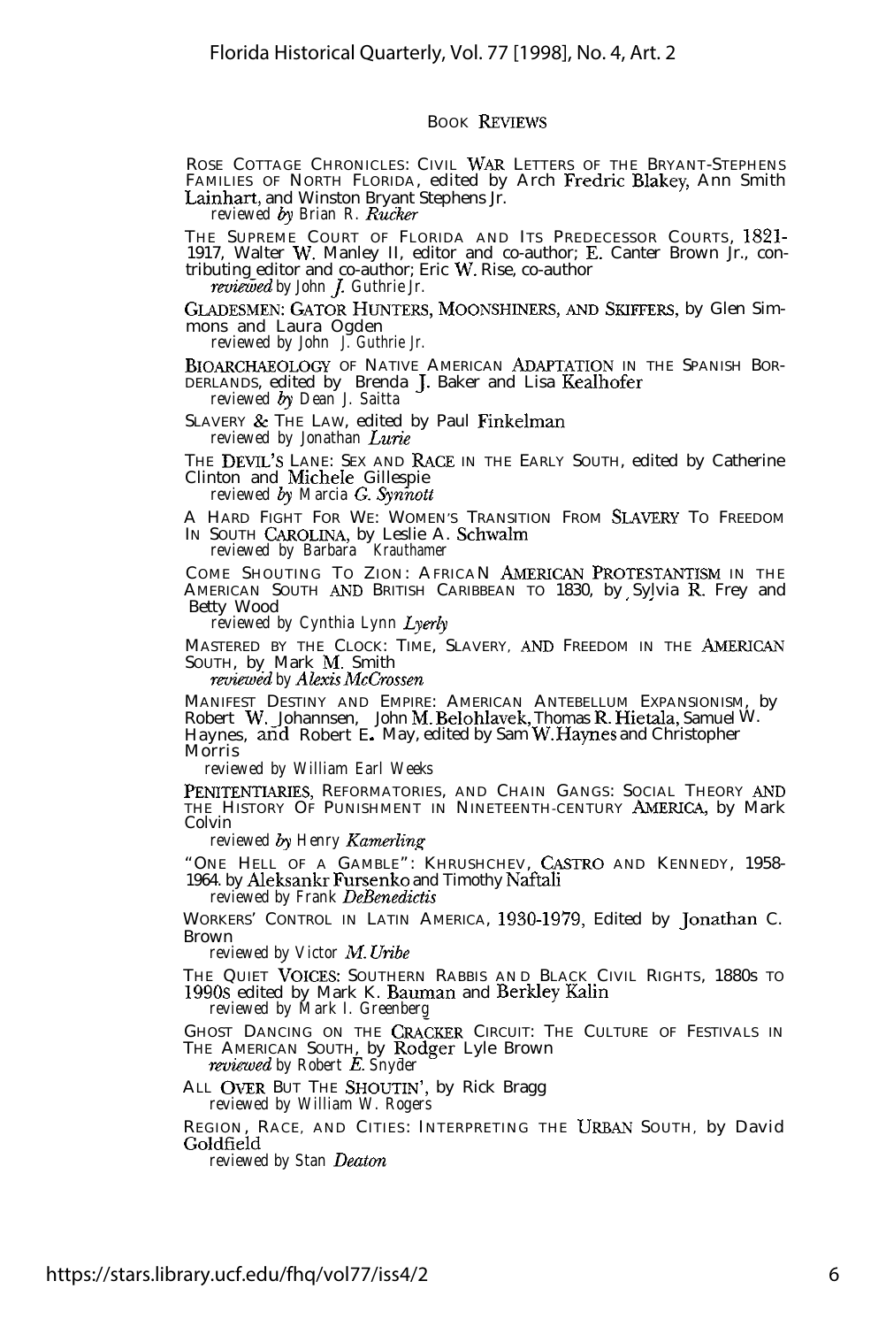## BOOK REVIEWS

ROSE COTTAGE CHRONICLES: CIVIL WAR LETTERS OF THE BRYANT-STEPHENS FAMILIES OF NORTH FLORIDA, edited by Arch Fredric Blakey, Ann Smith Lainhart, and Winston Bryant Stephens Jr.
*reviewed by Brian R. Rucker*

THE SUPREME COURT OF FLORIDA AND ITS PREDECESSOR COURTS, 1821-1917, Walter W. Manley II, editor and co-author; E. Canter Brown Jr., contributing editor and co-author; Eric W. Rise, co-author
*reviewed by John J. Guthrie Jr.*

GLADESMEN: GATOR HUNTERS, MOONSHINERS, AND SKIFFERS, by Glen Simmons and Laura Ogden
*reviewed by John J. Guthrie Jr.*

BIOARCHAEOLOGY OF NATIVE AMERICAN ADAPTATION IN THE SPANISH BORDERLANDS, edited by Brenda J. Baker and Lisa Kealhofer
*reviewed by Dean J. Saitta*

SLAVERY & THE LAW, edited by Paul Finkelman
*reviewed by Jonathan Lurie*

THE DEVIL'S LANE: SEX AND RACE IN THE EARLY SOUTH, edited by Catherine Clinton and Michele Gillespie
*reviewed by Marcia G. Synnott*

A HARD FIGHT FOR WE: WOMEN'S TRANSITION FROM SLAVERY TO FREEDOM IN SOUTH CAROLINA, by Leslie A. Schwalm
*reviewed by Barbara Krauthamer*

COME SHOUTING TO ZION: AFRICAN AMERICAN PROTESTANTISM IN THE AMERICAN SOUTH AND BRITISH CARIBBEAN TO 1830, by Sylvia R. Frey and Betty Wood
*reviewed by Cynthia Lynn Lyerly*

MASTERED BY THE CLOCK: TIME, SLAVERY, AND FREEDOM IN THE AMERICAN SOUTH, by Mark M. Smith
*reviewed by Alexis McCrossen*

MANIFEST DESTINY AND EMPIRE: AMERICAN ANTEBELLUM EXPANSIONISM, by Robert W. Johannsen, John M. Belohlavek, Thomas R. Hietala, Samuel W. Haynes, and Robert E. May, edited by Sam W. Haynes and Christopher Morris
*reviewed by William Earl Weeks*

PENITENTIARIES, REFORMATORIES, AND CHAIN GANGS: SOCIAL THEORY AND THE HISTORY OF PUNISHMENT IN NINETEENTH-CENTURY AMERICA, by Mark Colvin
*reviewed by Henry Kamerling*

"ONE HELL OF A GAMBLE": KHRUSHCHEV, CASTRO AND KENNEDY, 1958-1964. by Aleksankr Fursenko and Timothy Naftali
*reviewed by Frank DeBenedictis*

WORKERS' CONTROL IN LATIN AMERICA, 1930-1979, Edited by Jonathan C. Brown
*reviewed by Victor M. Uribe*

THE QUIET VOICES: SOUTHERN RABBIS AND BLACK CIVIL RIGHTS, 1880s TO 1990s edited by Mark K. Bauman and Berkley Kalin
*reviewed by Mark I. Greenberg*

GHOST DANCING ON THE CRACKER CIRCUIT: THE CULTURE OF FESTIVALS IN THE AMERICAN SOUTH, by Rodger Lyle Brown
*reviewed by Robert E. Snyder*

ALL OVER BUT THE SHOUTIN', by Rick Bragg
*reviewed by William W. Rogers*

REGION, RACE, AND CITIES: INTERPRETING THE URBAN SOUTH, by David Goldfield
*reviewed by Stan Deaton*